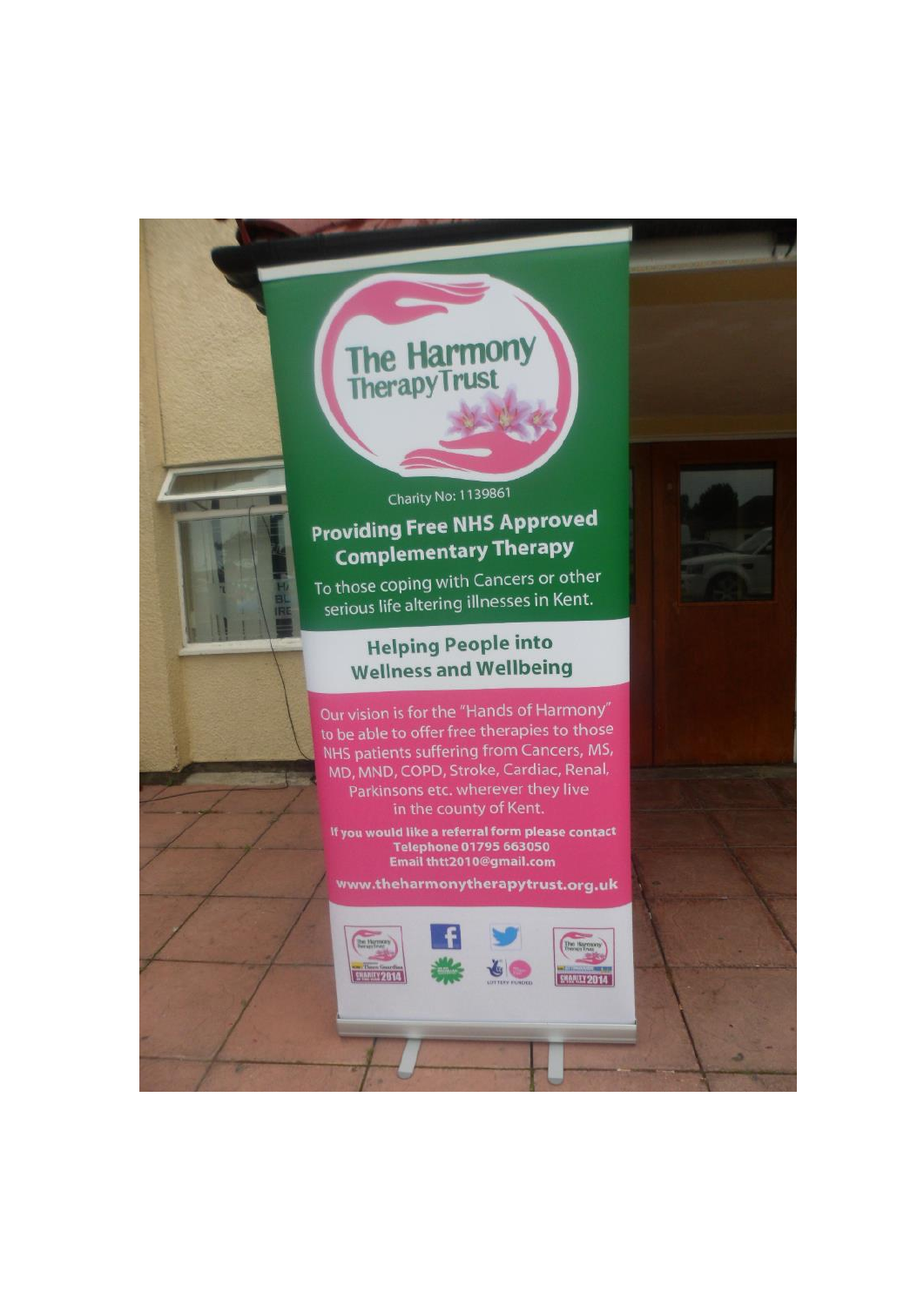# The Harmony Therapy Trust

Charity No: 1139861

## Providing Free NHS Approved Complementary Therapy

To those coping with Cancers or other serious life altering illnesses in Kent.

## Helping People into Wellness and Wellbeing

Our vision is for the "Hands of Harmony" to be able to offer free therapies to those NHS patients suffering from Cancers, MS, MD, MND, COPD, Stroke, Cardiac, Renal, Parkinsons etc. wherever they live in the county of Kent.

**If you would like a referral form please contact**
**Telephone 01795 663050**
**Email thtt2010@gmail.com**

**www.theharmonytherapytrust.org.uk**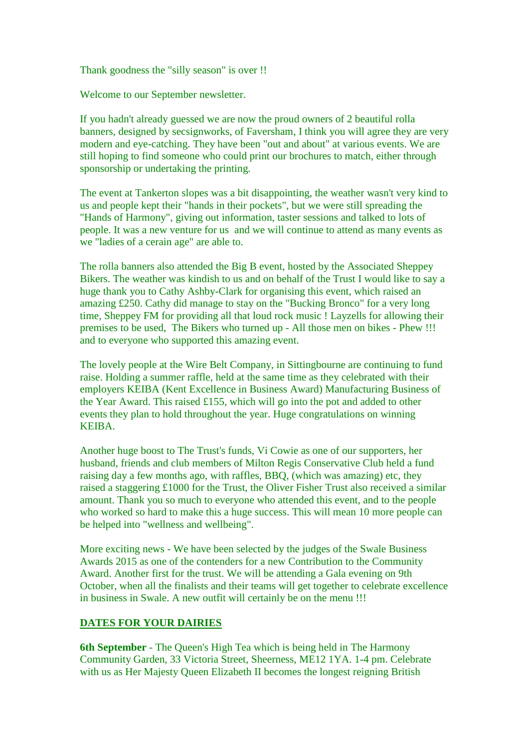Thank goodness the "silly season" is over !!

Welcome to our September newsletter.

If you hadn't already guessed we are now the proud owners of 2 beautiful rolla banners, designed by secsignworks, of Faversham, I think you will agree they are very modern and eye-catching. They have been "out and about" at various events. We are still hoping to find someone who could print our brochures to match, either through sponsorship or undertaking the printing.

The event at Tankerton slopes was a bit disappointing, the weather wasn't very kind to us and people kept their "hands in their pockets", but we were still spreading the "Hands of Harmony", giving out information, taster sessions and talked to lots of people. It was a new venture for us and we will continue to attend as many events as we "ladies of a cerain age" are able to.

The rolla banners also attended the Big B event, hosted by the Associated Sheppey Bikers. The weather was kindish to us and on behalf of the Trust I would like to say a huge thank you to Cathy Ashby-Clark for organising this event, which raised an amazing £250. Cathy did manage to stay on the "Bucking Bronco" for a very long time, Sheppey FM for providing all that loud rock music ! Layzells for allowing their premises to be used, The Bikers who turned up - All those men on bikes - Phew !!! and to everyone who supported this amazing event.

The lovely people at the Wire Belt Company, in Sittingbourne are continuing to fund raise. Holding a summer raffle, held at the same time as they celebrated with their employers KEIBA (Kent Excellence in Business Award) Manufacturing Business of the Year Award. This raised £155, which will go into the pot and added to other events they plan to hold throughout the year. Huge congratulations on winning KEIBA.

Another huge boost to The Trust's funds, Vi Cowie as one of our supporters, her husband, friends and club members of Milton Regis Conservative Club held a fund raising day a few months ago, with raffles, BBQ, (which was amazing) etc, they raised a staggering £1000 for the Trust, the Oliver Fisher Trust also received a similar amount. Thank you so much to everyone who attended this event, and to the people who worked so hard to make this a huge success. This will mean 10 more people can be helped into "wellness and wellbeing".

More exciting news - We have been selected by the judges of the Swale Business Awards 2015 as one of the contenders for a new Contribution to the Community Award. Another first for the trust. We will be attending a Gala evening on 9th October, when all the finalists and their teams will get together to celebrate excellence in business in Swale. A new outfit will certainly be on the menu !!!

**DATES FOR YOUR DAIRIES**

**6th September** - The Queen's High Tea which is being held in The Harmony Community Garden, 33 Victoria Street, Sheerness, ME12 1YA. 1-4 pm. Celebrate with us as Her Majesty Queen Elizabeth II becomes the longest reigning British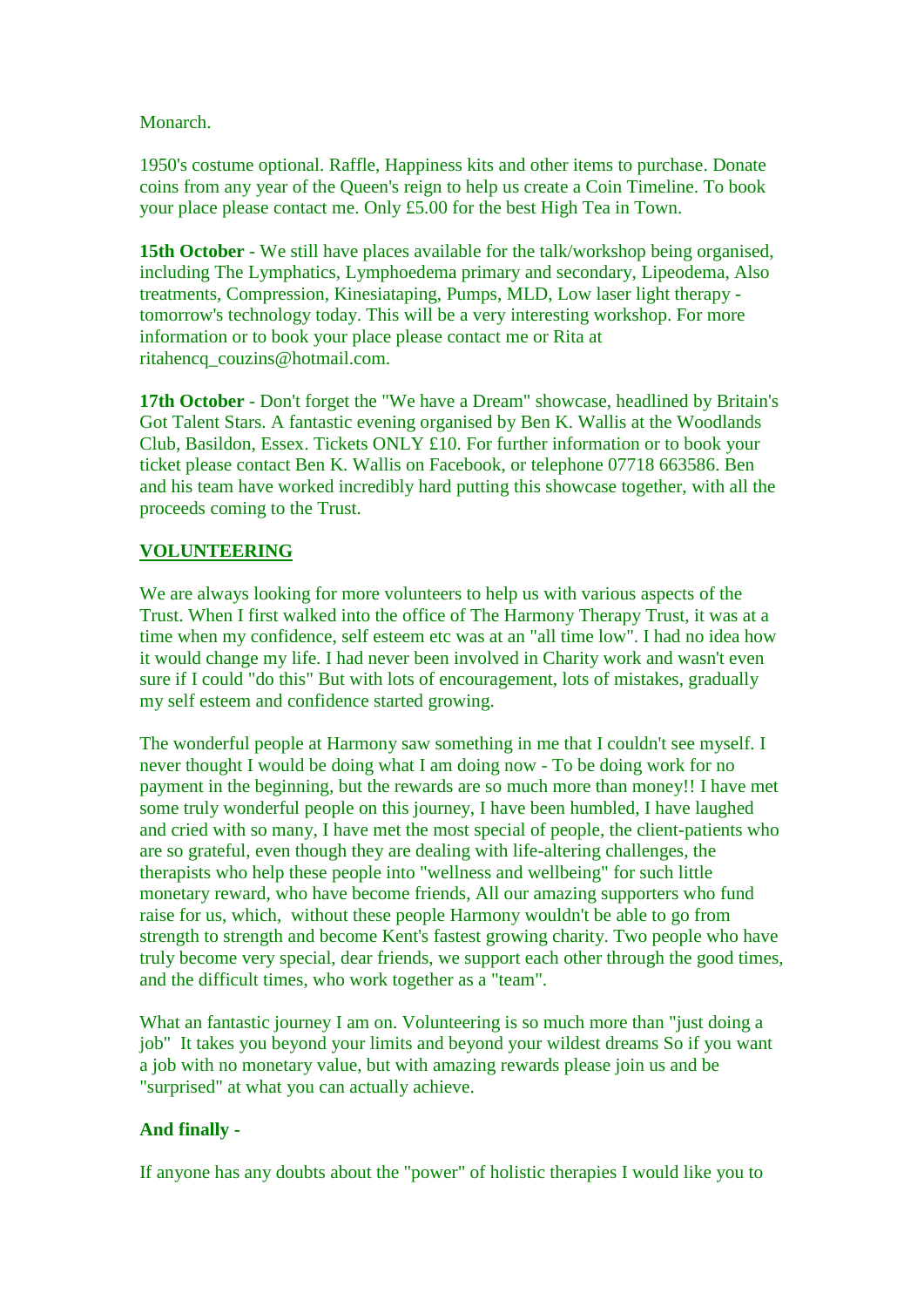Monarch.

1950's costume optional. Raffle, Happiness kits and other items to purchase. Donate coins from any year of the Queen's reign to help us create a Coin Timeline. To book your place please contact me. Only £5.00 for the best High Tea in Town.

**15th October** - We still have places available for the talk/workshop being organised, including The Lymphatics, Lymphoedema primary and secondary, Lipeodema, Also treatments, Compression, Kinesiataping, Pumps, MLD, Low laser light therapy - tomorrow's technology today. This will be a very interesting workshop. For more information or to book your place please contact me or Rita at ritahencq_couzins@hotmail.com.

**17th October** - Don't forget the "We have a Dream" showcase, headlined by Britain's Got Talent Stars. A fantastic evening organised by Ben K. Wallis at the Woodlands Club, Basildon, Essex. Tickets ONLY £10. For further information or to book your ticket please contact Ben K. Wallis on Facebook, or telephone 07718 663586. Ben and his team have worked incredibly hard putting this showcase together, with all the proceeds coming to the Trust.

**<u>VOLUNTEERING</u>**

We are always looking for more volunteers to help us with various aspects of the Trust. When I first walked into the office of The Harmony Therapy Trust, it was at a time when my confidence, self esteem etc was at an "all time low". I had no idea how it would change my life. I had never been involved in Charity work and wasn't even sure if I could "do this" But with lots of encouragement, lots of mistakes, gradually my self esteem and confidence started growing.

The wonderful people at Harmony saw something in me that I couldn't see myself. I never thought I would be doing what I am doing now - To be doing work for no payment in the beginning, but the rewards are so much more than money!! I have met some truly wonderful people on this journey, I have been humbled, I have laughed and cried with so many, I have met the most special of people, the client-patients who are so grateful, even though they are dealing with life-altering challenges, the therapists who help these people into "wellness and wellbeing" for such little monetary reward, who have become friends, All our amazing supporters who fund raise for us, which, without these people Harmony wouldn't be able to go from strength to strength and become Kent's fastest growing charity. Two people who have truly become very special, dear friends, we support each other through the good times, and the difficult times, who work together as a "team".

What an fantastic journey I am on. Volunteering is so much more than "just doing a job" It takes you beyond your limits and beyond your wildest dreams So if you want a job with no monetary value, but with amazing rewards please join us and be "surprised" at what you can actually achieve.

**And finally -**

If anyone has any doubts about the "power" of holistic therapies I would like you to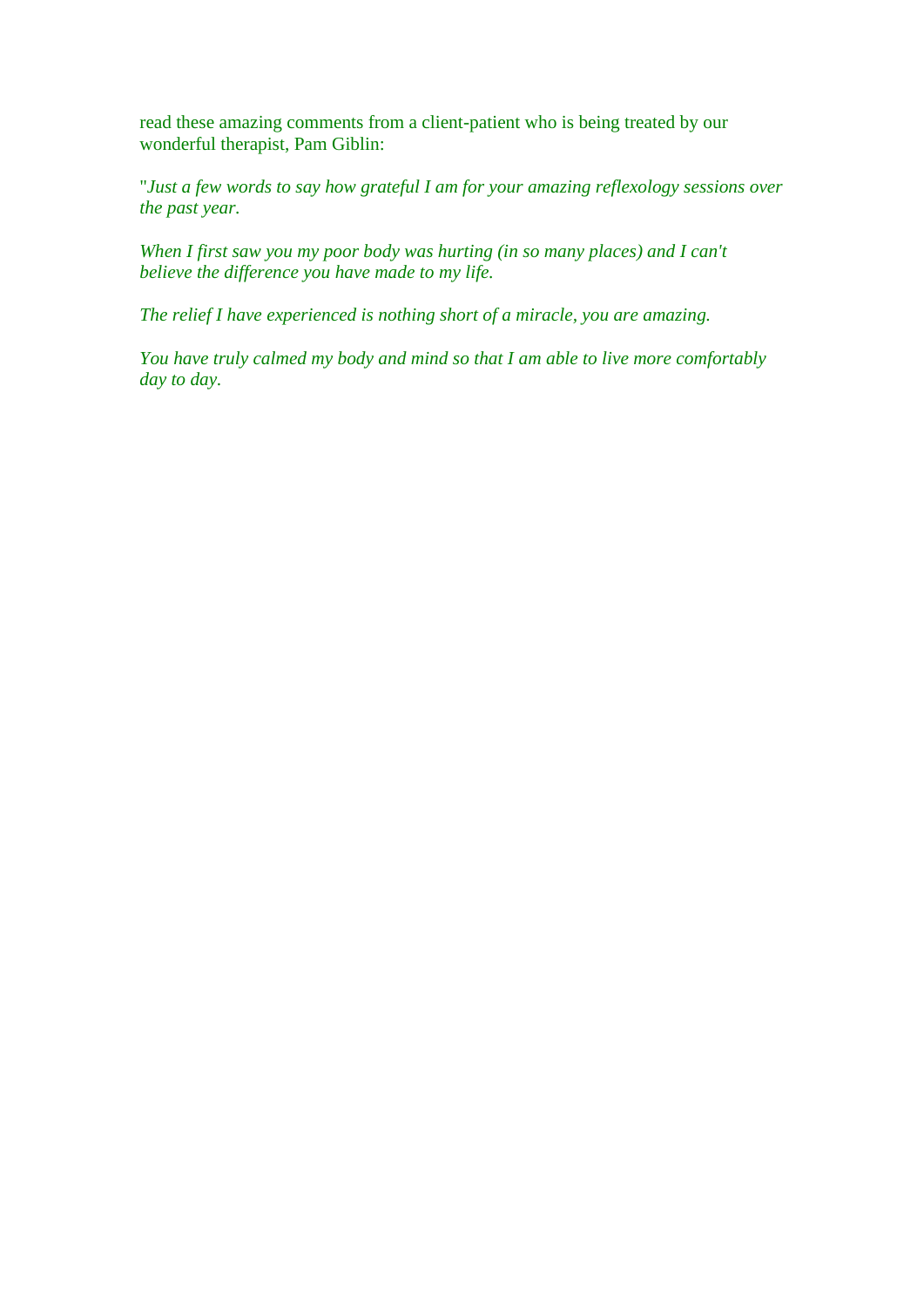read these amazing comments from a client-patient who is being treated by our wonderful therapist, Pam Giblin:

"*Just a few words to say how grateful I am for your amazing reflexology sessions over the past year.*

*When I first saw you my poor body was hurting (in so many places) and I can't believe the difference you have made to my life.*

*The relief I have experienced is nothing short of a miracle, you are amazing.*

*You have truly calmed my body and mind so that I am able to live more comfortably day to day.*